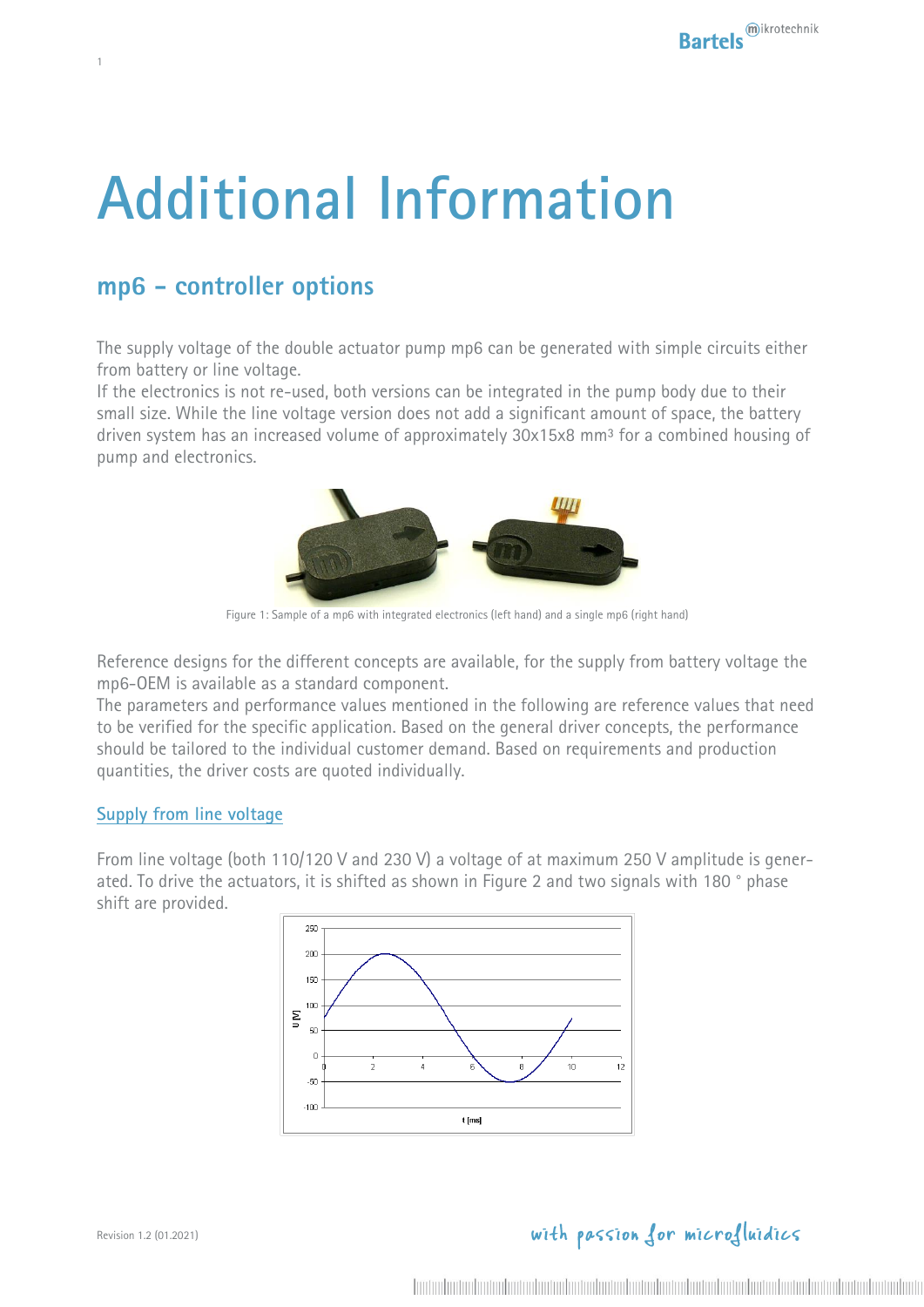# Additional Information

## mp6 – controller options

The supply voltage of the double actuator pump mp6 can be generated with simple circuits either from battery or line voltage.
If the electronics is not re-used, both versions can be integrated in the pump body due to their small size. While the line voltage version does not add a significant amount of space, the battery driven system has an increased volume of approximately 30x15x8 mm³ for a combined housing of pump and electronics.

Figure 1: Sample of a mp6 with integrated electronics (left hand) and a single mp6 (right hand)

Reference designs for the different concepts are available, for the supply from battery voltage the mp6-OEM is available as a standard component.
The parameters and performance values mentioned in the following are reference values that need to be verified for the specific application. Based on the general driver concepts, the performance should be tailored to the individual customer demand. Based on requirements and production quantities, the driver costs are quoted individually.

### Supply from line voltage

From line voltage (both 110/120 V and 230 V) a voltage of at maximum 250 V amplitude is generated. To drive the actuators, it is shifted as shown in Figure 2 and two signals with 180 ° phase shift are provided.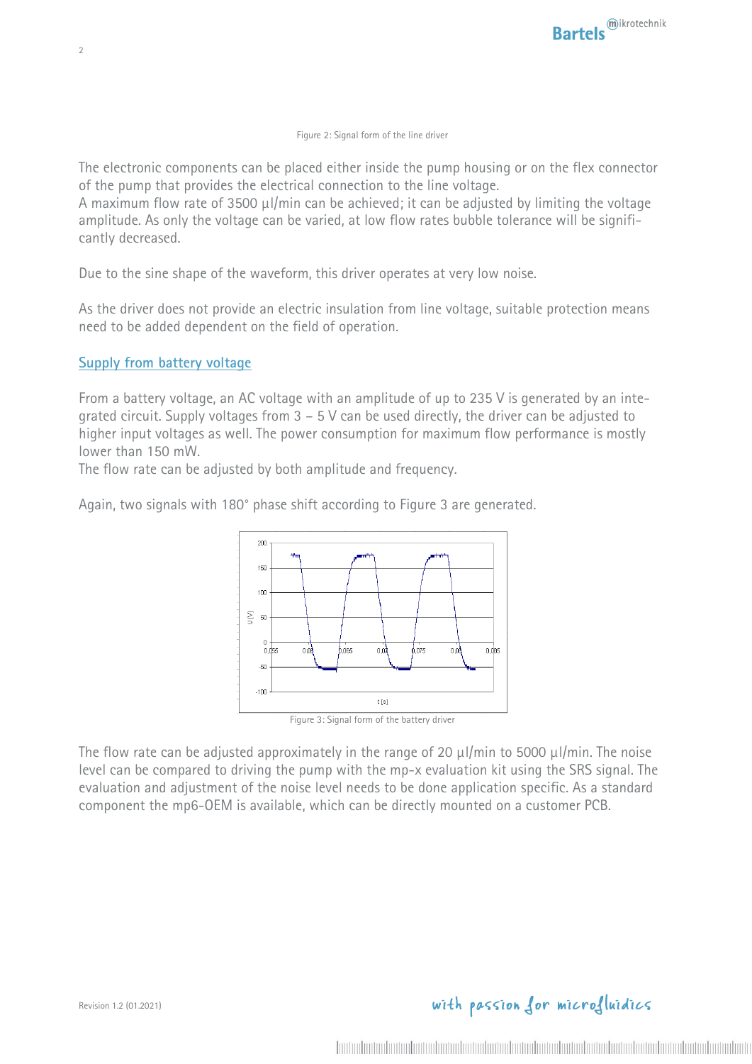Figure 2: Signal form of the line driver

The electronic components can be placed either inside the pump housing or on the flex connector of the pump that provides the electrical connection to the line voltage.
A maximum flow rate of 3500 µl/min can be achieved; it can be adjusted by limiting the voltage amplitude. As only the voltage can be varied, at low flow rates bubble tolerance will be significantly decreased.

Due to the sine shape of the waveform, this driver operates at very low noise.

As the driver does not provide an electric insulation from line voltage, suitable protection means need to be added dependent on the field of operation.

## Supply from battery voltage

From a battery voltage, an AC voltage with an amplitude of up to 235 V is generated by an integrated circuit. Supply voltages from 3 – 5 V can be used directly, the driver can be adjusted to higher input voltages as well. The power consumption for maximum flow performance is mostly lower than 150 mW.
The flow rate can be adjusted by both amplitude and frequency.

Again, two signals with 180° phase shift according to Figure 3 are generated.

Figure 3: Signal form of the battery driver

The flow rate can be adjusted approximately in the range of 20 µl/min to 5000 µl/min. The noise level can be compared to driving the pump with the mp-x evaluation kit using the SRS signal. The evaluation and adjustment of the noise level needs to be done application specific. As a standard component the mp6-OEM is available, which can be directly mounted on a customer PCB.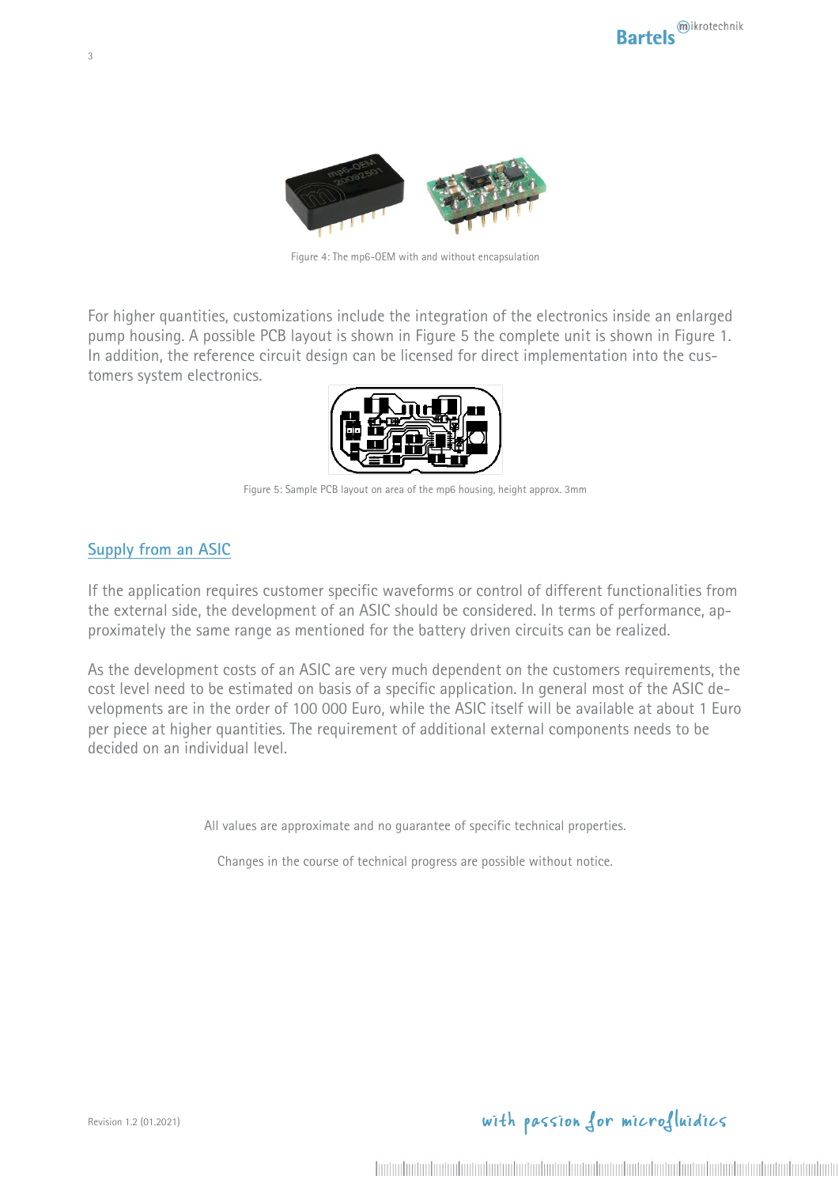Figure 4: The mp6-OEM with and without encapsulation

For higher quantities, customizations include the integration of the electronics inside an enlarged pump housing. A possible PCB layout is shown in Figure 5 the complete unit is shown in Figure 1. In addition, the reference circuit design can be licensed for direct implementation into the customers system electronics.

Figure 5: Sample PCB layout on area of the mp6 housing, height approx. 3mm

## Supply from an ASIC

If the application requires customer specific waveforms or control of different functionalities from the external side, the development of an ASIC should be considered. In terms of performance, approximately the same range as mentioned for the battery driven circuits can be realized.

As the development costs of an ASIC are very much dependent on the customers requirements, the cost level need to be estimated on basis of a specific application. In general most of the ASIC developments are in the order of 100 000 Euro, while the ASIC itself will be available at about 1 Euro per piece at higher quantities. The requirement of additional external components needs to be decided on an individual level.

All values are approximate and no guarantee of specific technical properties.

Changes in the course of technical progress are possible without notice.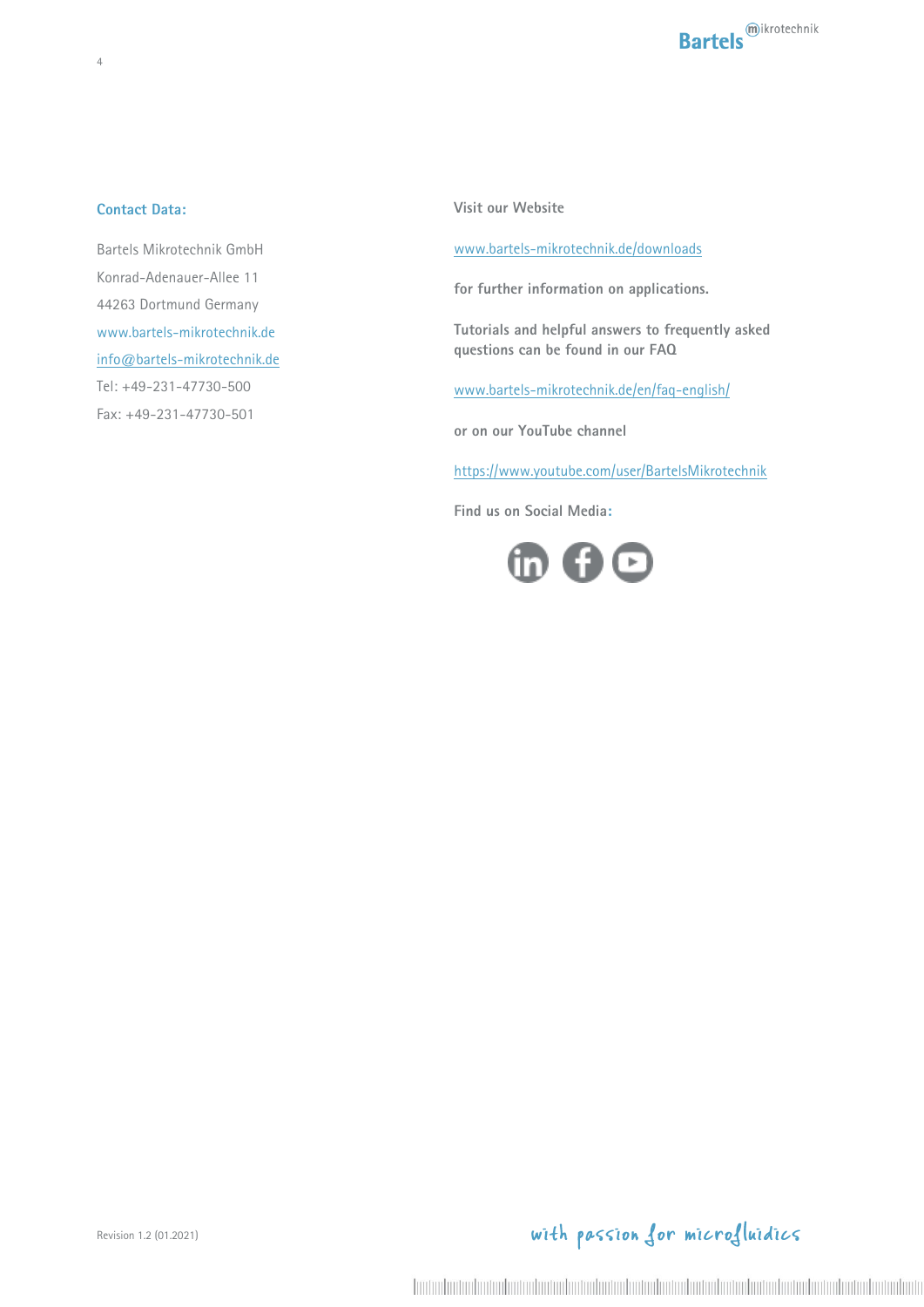**Contact Data:**

Bartels Mikrotechnik GmbH
Konrad-Adenauer-Allee 11
44263 Dortmund Germany
www.bartels-mikrotechnik.de
info@bartels-mikrotechnik.de
Tel: +49-231-47730-500
Fax: +49-231-47730-501

**Visit our Website**

www.bartels-mikrotechnik.de/downloads

**for further information on applications.**

**Tutorials and helpful answers to frequently asked questions can be found in our FAQ**

www.bartels-mikrotechnik.de/en/faq-english/

**or on our YouTube channel**

https://www.youtube.com/user/BartelsMikrotechnik

**Find us on Social Media:**

Revision 1.2 (01.2021)

with passion for microfluidics